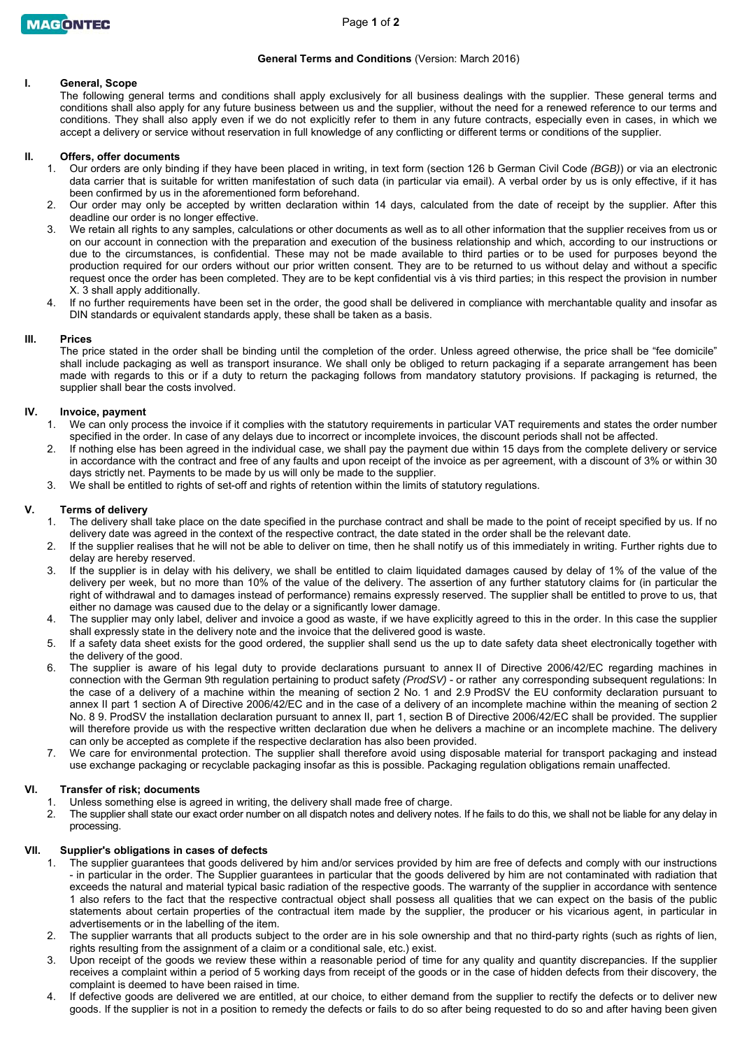**General Terms and Conditions** (Version: March 2016)

## I. General, Scope

The following general terms and conditions shall apply exclusively for all business dealings with the supplier. These general terms and conditions shall also apply for any future business between us and the supplier, without the need for a renewed reference to our terms and conditions. They shall also apply even if we do not explicitly refer to them in any future contracts, especially even in cases, in which we accept a delivery or service without reservation in full knowledge of any conflicting or different terms or conditions of the supplier.

## II. Offers, offer documents

1. Our orders are only binding if they have been placed in writing, in text form (section 126 b German Civil Code *(BGB)*) or via an electronic data carrier that is suitable for written manifestation of such data (in particular via email). A verbal order by us is only effective, if it has been confirmed by us in the aforementioned form beforehand.
2. Our order may only be accepted by written declaration within 14 days, calculated from the date of receipt by the supplier. After this deadline our order is no longer effective.
3. We retain all rights to any samples, calculations or other documents as well as to all other information that the supplier receives from us or on our account in connection with the preparation and execution of the business relationship and which, according to our instructions or due to the circumstances, is confidential. These may not be made available to third parties or to be used for purposes beyond the production required for our orders without our prior written consent. They are to be returned to us without delay and without a specific request once the order has been completed. They are to be kept confidential vis à vis third parties; in this respect the provision in number X. 3 shall apply additionally.
4. If no further requirements have been set in the order, the good shall be delivered in compliance with merchantable quality and insofar as DIN standards or equivalent standards apply, these shall be taken as a basis.

## III. Prices

The price stated in the order shall be binding until the completion of the order. Unless agreed otherwise, the price shall be "fee domicile" shall include packaging as well as transport insurance. We shall only be obliged to return packaging if a separate arrangement has been made with regards to this or if a duty to return the packaging follows from mandatory statutory provisions. If packaging is returned, the supplier shall bear the costs involved.

## IV. Invoice, payment

1. We can only process the invoice if it complies with the statutory requirements in particular VAT requirements and states the order number specified in the order. In case of any delays due to incorrect or incomplete invoices, the discount periods shall not be affected.
2. If nothing else has been agreed in the individual case, we shall pay the payment due within 15 days from the complete delivery or service in accordance with the contract and free of any faults and upon receipt of the invoice as per agreement, with a discount of 3% or within 30 days strictly net. Payments to be made by us will only be made to the supplier.
3. We shall be entitled to rights of set-off and rights of retention within the limits of statutory regulations.

## V. Terms of delivery

1. The delivery shall take place on the date specified in the purchase contract and shall be made to the point of receipt specified by us. If no delivery date was agreed in the context of the respective contract, the date stated in the order shall be the relevant date.
2. If the supplier realises that he will not be able to deliver on time, then he shall notify us of this immediately in writing. Further rights due to delay are hereby reserved.
3. If the supplier is in delay with his delivery, we shall be entitled to claim liquidated damages caused by delay of 1% of the value of the delivery per week, but no more than 10% of the value of the delivery. The assertion of any further statutory claims for (in particular the right of withdrawal and to damages instead of performance) remains expressly reserved. The supplier shall be entitled to prove to us, that either no damage was caused due to the delay or a significantly lower damage.
4. The supplier may only label, deliver and invoice a good as waste, if we have explicitly agreed to this in the order. In this case the supplier shall expressly state in the delivery note and the invoice that the delivered good is waste.
5. If a safety data sheet exists for the good ordered, the supplier shall send us the up to date safety data sheet electronically together with the delivery of the good.
6. The supplier is aware of his legal duty to provide declarations pursuant to annex II of Directive 2006/42/EC regarding machines in connection with the German 9th regulation pertaining to product safety *(ProdSV)* - or rather any corresponding subsequent regulations: In the case of a delivery of a machine within the meaning of section 2 No. 1 and 2.9 ProdSV the EU conformity declaration pursuant to annex II part 1 section A of Directive 2006/42/EC and in the case of a delivery of an incomplete machine within the meaning of section 2 No. 8 9. ProdSV the installation declaration pursuant to annex II, part 1, section B of Directive 2006/42/EC shall be provided. The supplier will therefore provide us with the respective written declaration due when he delivers a machine or an incomplete machine. The delivery can only be accepted as complete if the respective declaration has also been provided.
7. We care for environmental protection. The supplier shall therefore avoid using disposable material for transport packaging and instead use exchange packaging or recyclable packaging insofar as this is possible. Packaging regulation obligations remain unaffected.

## VI. Transfer of risk; documents

1. Unless something else is agreed in writing, the delivery shall made free of charge.
2. The supplier shall state our exact order number on all dispatch notes and delivery notes. If he fails to do this, we shall not be liable for any delay in processing.

## VII. Supplier's obligations in cases of defects

1. The supplier guarantees that goods delivered by him and/or services provided by him are free of defects and comply with our instructions - in particular in the order. The Supplier guarantees in particular that the goods delivered by him are not contaminated with radiation that exceeds the natural and material typical basic radiation of the respective goods. The warranty of the supplier in accordance with sentence 1 also refers to the fact that the respective contractual object shall possess all qualities that we can expect on the basis of the public statements about certain properties of the contractual item made by the supplier, the producer or his vicarious agent, in particular in advertisements or in the labelling of the item.
2. The supplier warrants that all products subject to the order are in his sole ownership and that no third-party rights (such as rights of lien, rights resulting from the assignment of a claim or a conditional sale, etc.) exist.
3. Upon receipt of the goods we review these within a reasonable period of time for any quality and quantity discrepancies. If the supplier receives a complaint within a period of 5 working days from receipt of the goods or in the case of hidden defects from their discovery, the complaint is deemed to have been raised in time.
4. If defective goods are delivered we are entitled, at our choice, to either demand from the supplier to rectify the defects or to deliver new goods. If the supplier is not in a position to remedy the defects or fails to do so after being requested to do so and after having been given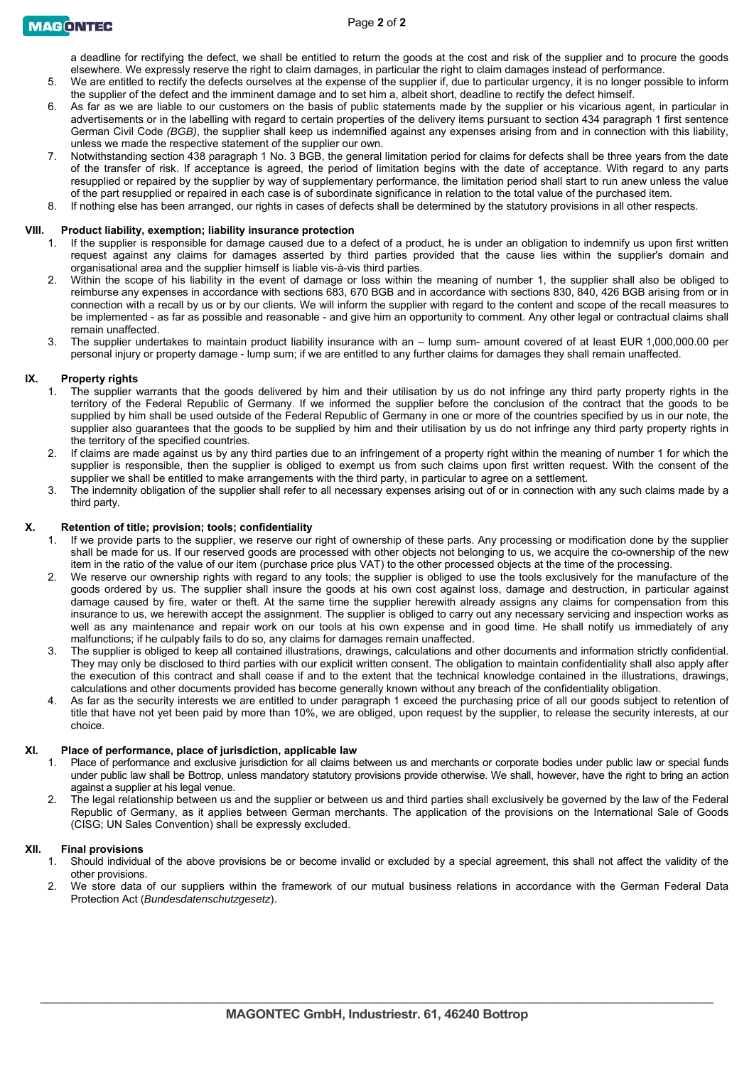a deadline for rectifying the defect, we shall be entitled to return the goods at the cost and risk of the supplier and to procure the goods elsewhere. We expressly reserve the right to claim damages, in particular the right to claim damages instead of performance.

5. We are entitled to rectify the defects ourselves at the expense of the supplier if, due to particular urgency, it is no longer possible to inform the supplier of the defect and the imminent damage and to set him a, albeit short, deadline to rectify the defect himself.
6. As far as we are liable to our customers on the basis of public statements made by the supplier or his vicarious agent, in particular in advertisements or in the labelling with regard to certain properties of the delivery items pursuant to section 434 paragraph 1 first sentence German Civil Code *(BGB)*, the supplier shall keep us indemnified against any expenses arising from and in connection with this liability, unless we made the respective statement of the supplier our own.
7. Notwithstanding section 438 paragraph 1 No. 3 BGB, the general limitation period for claims for defects shall be three years from the date of the transfer of risk. If acceptance is agreed, the period of limitation begins with the date of acceptance. With regard to any parts resupplied or repaired by the supplier by way of supplementary performance, the limitation period shall start to run anew unless the value of the part resupplied or repaired in each case is of subordinate significance in relation to the total value of the purchased item.
8. If nothing else has been arranged, our rights in cases of defects shall be determined by the statutory provisions in all other respects.

## VIII. Product liability, exemption; liability insurance protection

1. If the supplier is responsible for damage caused due to a defect of a product, he is under an obligation to indemnify us upon first written request against any claims for damages asserted by third parties provided that the cause lies within the supplier's domain and organisational area and the supplier himself is liable vis-à-vis third parties.
2. Within the scope of his liability in the event of damage or loss within the meaning of number 1, the supplier shall also be obliged to reimburse any expenses in accordance with sections 683, 670 BGB and in accordance with sections 830, 840, 426 BGB arising from or in connection with a recall by us or by our clients. We will inform the supplier with regard to the content and scope of the recall measures to be implemented - as far as possible and reasonable - and give him an opportunity to comment. Any other legal or contractual claims shall remain unaffected.
3. The supplier undertakes to maintain product liability insurance with an – lump sum- amount covered of at least EUR 1,000,000.00 per personal injury or property damage - lump sum; if we are entitled to any further claims for damages they shall remain unaffected.

## IX. Property rights

1. The supplier warrants that the goods delivered by him and their utilisation by us do not infringe any third party property rights in the territory of the Federal Republic of Germany. If we informed the supplier before the conclusion of the contract that the goods to be supplied by him shall be used outside of the Federal Republic of Germany in one or more of the countries specified by us in our note, the supplier also guarantees that the goods to be supplied by him and their utilisation by us do not infringe any third party property rights in the territory of the specified countries.
2. If claims are made against us by any third parties due to an infringement of a property right within the meaning of number 1 for which the supplier is responsible, then the supplier is obliged to exempt us from such claims upon first written request. With the consent of the supplier we shall be entitled to make arrangements with the third party, in particular to agree on a settlement.
3. The indemnity obligation of the supplier shall refer to all necessary expenses arising out of or in connection with any such claims made by a third party.

## X. Retention of title; provision; tools; confidentiality

1. If we provide parts to the supplier, we reserve our right of ownership of these parts. Any processing or modification done by the supplier shall be made for us. If our reserved goods are processed with other objects not belonging to us, we acquire the co-ownership of the new item in the ratio of the value of our item (purchase price plus VAT) to the other processed objects at the time of the processing.
2. We reserve our ownership rights with regard to any tools; the supplier is obliged to use the tools exclusively for the manufacture of the goods ordered by us. The supplier shall insure the goods at his own cost against loss, damage and destruction, in particular against damage caused by fire, water or theft. At the same time the supplier herewith already assigns any claims for compensation from this insurance to us, we herewith accept the assignment. The supplier is obliged to carry out any necessary servicing and inspection works as well as any maintenance and repair work on our tools at his own expense and in good time. He shall notify us immediately of any malfunctions; if he culpably fails to do so, any claims for damages remain unaffected.
3. The supplier is obliged to keep all contained illustrations, drawings, calculations and other documents and information strictly confidential. They may only be disclosed to third parties with our explicit written consent. The obligation to maintain confidentiality shall also apply after the execution of this contract and shall cease if and to the extent that the technical knowledge contained in the illustrations, drawings, calculations and other documents provided has become generally known without any breach of the confidentiality obligation.
4. As far as the security interests we are entitled to under paragraph 1 exceed the purchasing price of all our goods subject to retention of title that have not yet been paid by more than 10%, we are obliged, upon request by the supplier, to release the security interests, at our choice.

## XI. Place of performance, place of jurisdiction, applicable law

1. Place of performance and exclusive jurisdiction for all claims between us and merchants or corporate bodies under public law or special funds under public law shall be Bottrop, unless mandatory statutory provisions provide otherwise. We shall, however, have the right to bring an action against a supplier at his legal venue.
2. The legal relationship between us and the supplier or between us and third parties shall exclusively be governed by the law of the Federal Republic of Germany, as it applies between German merchants. The application of the provisions on the International Sale of Goods (CISG; UN Sales Convention) shall be expressly excluded.

## XII. Final provisions

1. Should individual of the above provisions be or become invalid or excluded by a special agreement, this shall not affect the validity of the other provisions.
2. We store data of our suppliers within the framework of our mutual business relations in accordance with the German Federal Data Protection Act (*Bundesdatenschutzgesetz*).

**MAGONTEC GmbH, Industriestr. 61, 46240 Bottrop**